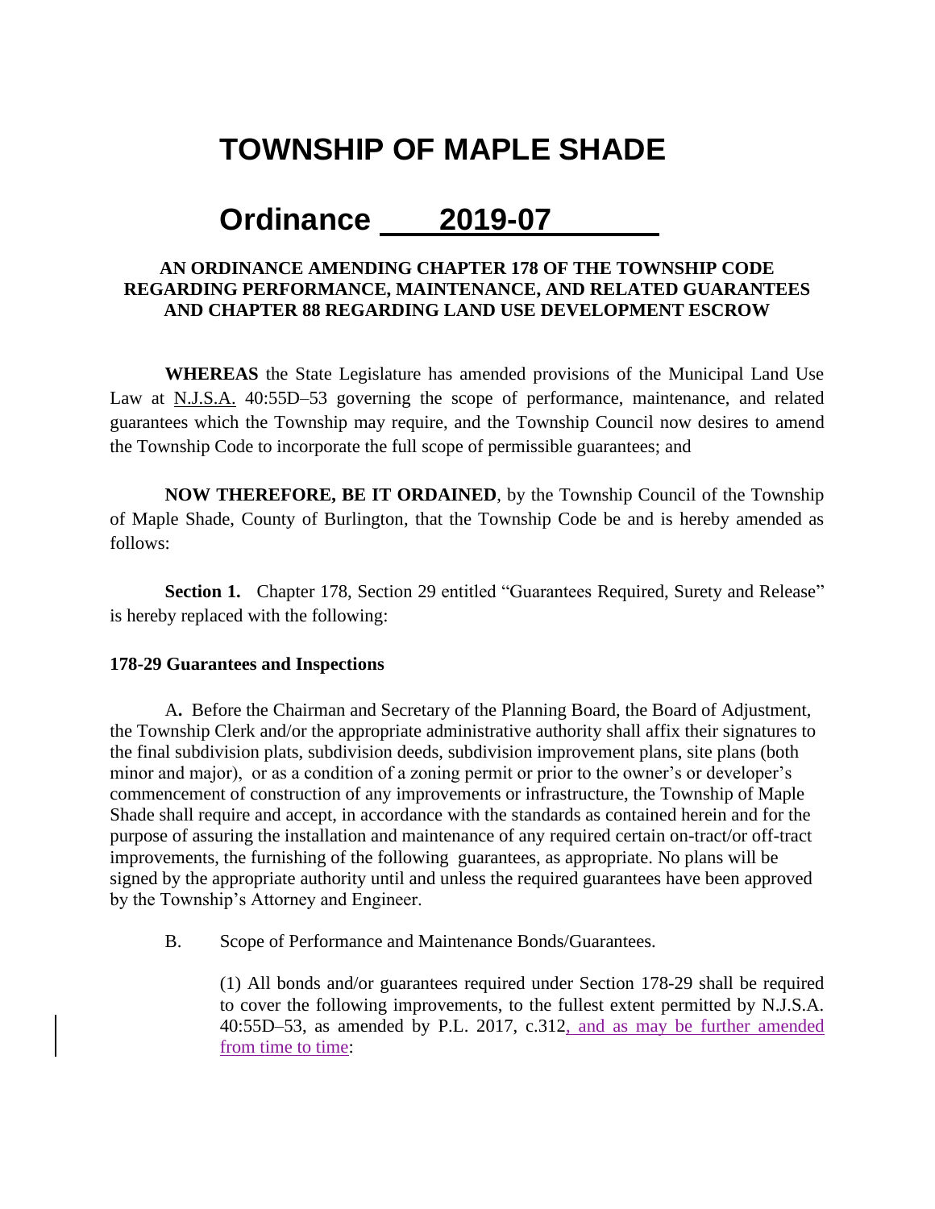# TOWNSHIP OF MAPLE SHADE

# Ordinance 2019-07

## AN ORDINANCE AMENDING CHAPTER 178 OF THE TOWNSHIP CODE REGARDING PERFORMANCE, MAINTENANCE, AND RELATED GUARANTEES AND CHAPTER 88 REGARDING LAND USE DEVELOPMENT ESCROW

**WHEREAS** the State Legislature has amended provisions of the Municipal Land Use Law at N.J.S.A. 40:55D–53 governing the scope of performance, maintenance, and related guarantees which the Township may require, and the Township Council now desires to amend the Township Code to incorporate the full scope of permissible guarantees; and

**NOW THEREFORE, BE IT ORDAINED**, by the Township Council of the Township of Maple Shade, County of Burlington, that the Township Code be and is hereby amended as follows:

**Section 1.** Chapter 178, Section 29 entitled "Guarantees Required, Surety and Release" is hereby replaced with the following:

**178-29 Guarantees and Inspections**

A**.** Before the Chairman and Secretary of the Planning Board, the Board of Adjustment, the Township Clerk and/or the appropriate administrative authority shall affix their signatures to the final subdivision plats, subdivision deeds, subdivision improvement plans, site plans (both minor and major), or as a condition of a zoning permit or prior to the owner's or developer's commencement of construction of any improvements or infrastructure, the Township of Maple Shade shall require and accept, in accordance with the standards as contained herein and for the purpose of assuring the installation and maintenance of any required certain on-tract/or off-tract improvements, the furnishing of the following guarantees, as appropriate. No plans will be signed by the appropriate authority until and unless the required guarantees have been approved by the Township's Attorney and Engineer.

B. Scope of Performance and Maintenance Bonds/Guarantees.

(1) All bonds and/or guarantees required under Section 178-29 shall be required to cover the following improvements, to the fullest extent permitted by N.J.S.A. 40:55D–53, as amended by P.L. 2017, c.312, and as may be further amended from time to time: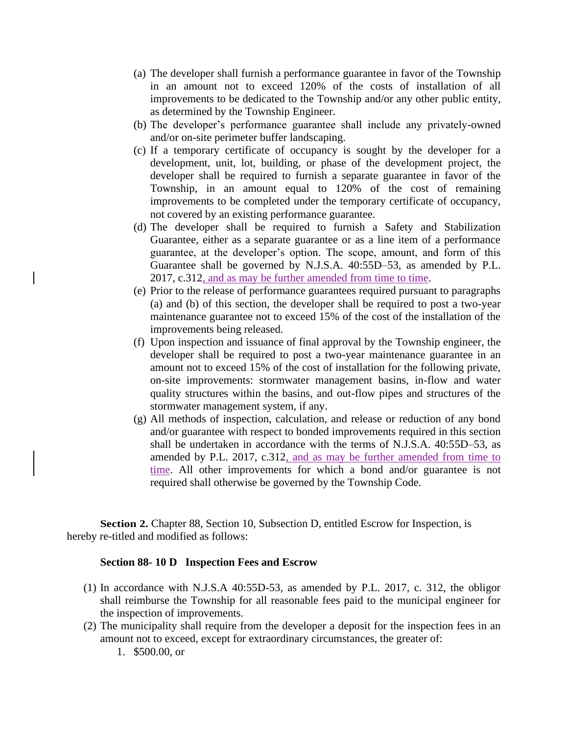(a) The developer shall furnish a performance guarantee in favor of the Township in an amount not to exceed 120% of the costs of installation of all improvements to be dedicated to the Township and/or any other public entity, as determined by the Township Engineer.
(b) The developer's performance guarantee shall include any privately-owned and/or on-site perimeter buffer landscaping.
(c) If a temporary certificate of occupancy is sought by the developer for a development, unit, lot, building, or phase of the development project, the developer shall be required to furnish a separate guarantee in favor of the Township, in an amount equal to 120% of the cost of remaining improvements to be completed under the temporary certificate of occupancy, not covered by an existing performance guarantee.
(d) The developer shall be required to furnish a Safety and Stabilization Guarantee, either as a separate guarantee or as a line item of a performance guarantee, at the developer's option. The scope, amount, and form of this Guarantee shall be governed by N.J.S.A. 40:55D–53, as amended by P.L. 2017, c.312, and as may be further amended from time to time.
(e) Prior to the release of performance guarantees required pursuant to paragraphs (a) and (b) of this section, the developer shall be required to post a two-year maintenance guarantee not to exceed 15% of the cost of the installation of the improvements being released.
(f) Upon inspection and issuance of final approval by the Township engineer, the developer shall be required to post a two-year maintenance guarantee in an amount not to exceed 15% of the cost of installation for the following private, on-site improvements: stormwater management basins, in-flow and water quality structures within the basins, and out-flow pipes and structures of the stormwater management system, if any.
(g) All methods of inspection, calculation, and release or reduction of any bond and/or guarantee with respect to bonded improvements required in this section shall be undertaken in accordance with the terms of N.J.S.A. 40:55D–53, as amended by P.L. 2017, c.312, and as may be further amended from time to time. All other improvements for which a bond and/or guarantee is not required shall otherwise be governed by the Township Code.

**Section 2.** Chapter 88, Section 10, Subsection D, entitled Escrow for Inspection, is hereby re-titled and modified as follows:

**Section 88- 10 D Inspection Fees and Escrow**

(1) In accordance with N.J.S.A 40:55D-53, as amended by P.L. 2017, c. 312, the obligor shall reimburse the Township for all reasonable fees paid to the municipal engineer for the inspection of improvements.
(2) The municipality shall require from the developer a deposit for the inspection fees in an amount not to exceed, except for extraordinary circumstances, the greater of:
   1. $500.00, or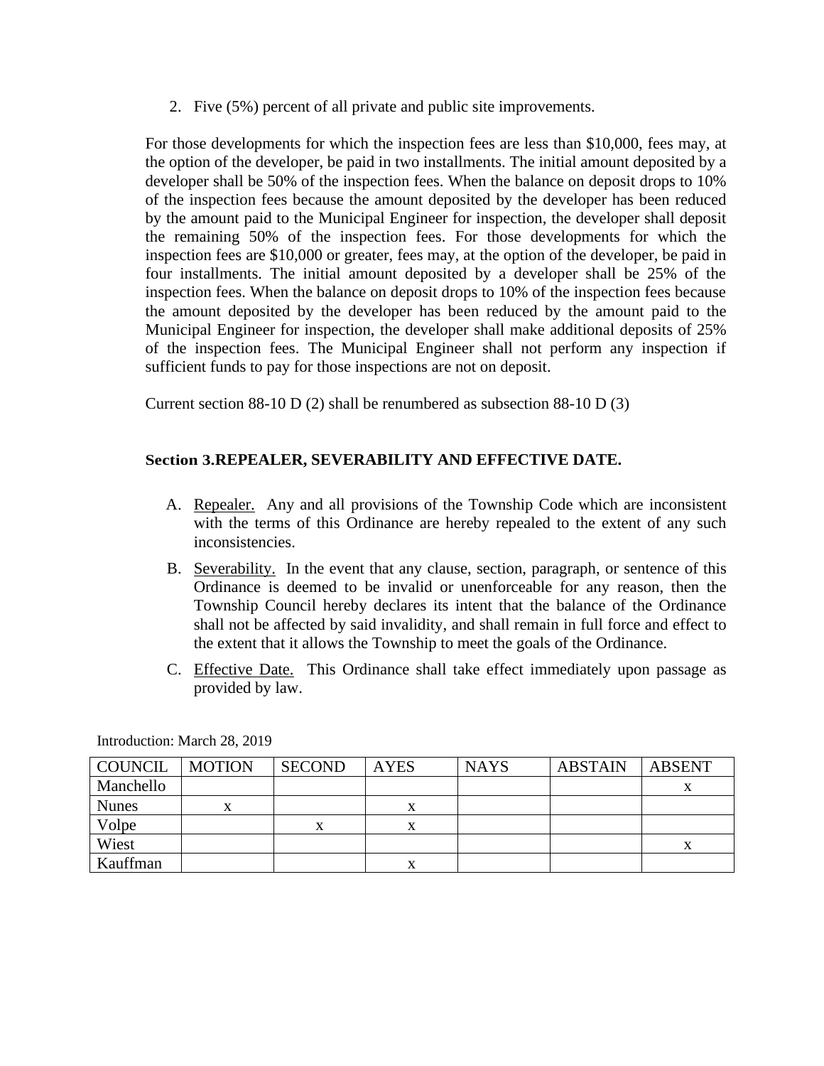2. Five (5%) percent of all private and public site improvements.

For those developments for which the inspection fees are less than $10,000, fees may, at the option of the developer, be paid in two installments. The initial amount deposited by a developer shall be 50% of the inspection fees. When the balance on deposit drops to 10% of the inspection fees because the amount deposited by the developer has been reduced by the amount paid to the Municipal Engineer for inspection, the developer shall deposit the remaining 50% of the inspection fees. For those developments for which the inspection fees are $10,000 or greater, fees may, at the option of the developer, be paid in four installments. The initial amount deposited by a developer shall be 25% of the inspection fees. When the balance on deposit drops to 10% of the inspection fees because the amount deposited by the developer has been reduced by the amount paid to the Municipal Engineer for inspection, the developer shall make additional deposits of 25% of the inspection fees. The Municipal Engineer shall not perform any inspection if sufficient funds to pay for those inspections are not on deposit.

Current section 88-10 D (2) shall be renumbered as subsection 88-10 D (3)

**Section 3.REPEALER, SEVERABILITY AND EFFECTIVE DATE.**

A. <u>Repealer.</u> Any and all provisions of the Township Code which are inconsistent with the terms of this Ordinance are hereby repealed to the extent of any such inconsistencies.

B. <u>Severability.</u> In the event that any clause, section, paragraph, or sentence of this Ordinance is deemed to be invalid or unenforceable for any reason, then the Township Council hereby declares its intent that the balance of the Ordinance shall not be affected by said invalidity, and shall remain in full force and effect to the extent that it allows the Township to meet the goals of the Ordinance.

C. <u>Effective Date.</u> This Ordinance shall take effect immediately upon passage as provided by law.

Introduction: March 28, 2019

| COUNCIL | MOTION | SECOND | AYES | NAYS | ABSTAIN | ABSENT |
|---|---|---|---|---|---|---|
| Manchello | | | | | | x |
| Nunes | x | | x | | | |
| Volpe | | x | x | | | |
| Wiest | | | | | | x |
| Kauffman | | | x | | | |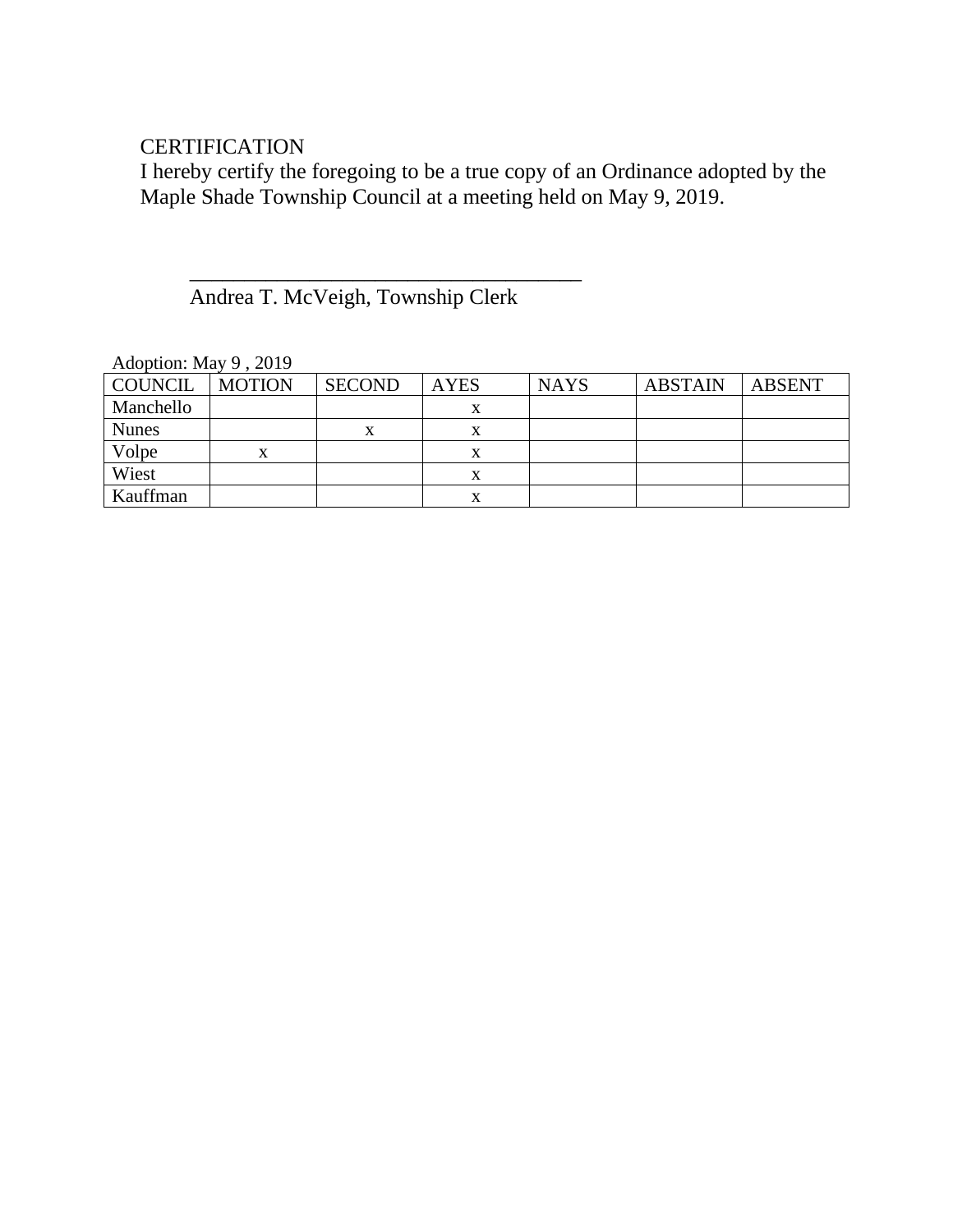CERTIFICATION

I hereby certify the foregoing to be a true copy of an Ordinance adopted by the Maple Shade Township Council at a meeting held on May 9, 2019.

\_\_\_\_\_\_\_\_\_\_\_\_\_\_\_\_\_\_\_\_\_\_\_\_\_\_\_\_\_\_\_\_\_\_\_\_\_\_

Andrea T. McVeigh, Township Clerk

Adoption: May 9 , 2019

| COUNCIL | MOTION | SECOND | AYES | NAYS | ABSTAIN | ABSENT |
|---|---|---|---|---|---|---|
| Manchello | | | x | | | |
| Nunes | | x | x | | | |
| Volpe | x | | x | | | |
| Wiest | | | x | | | |
| Kauffman | | | x | | | |